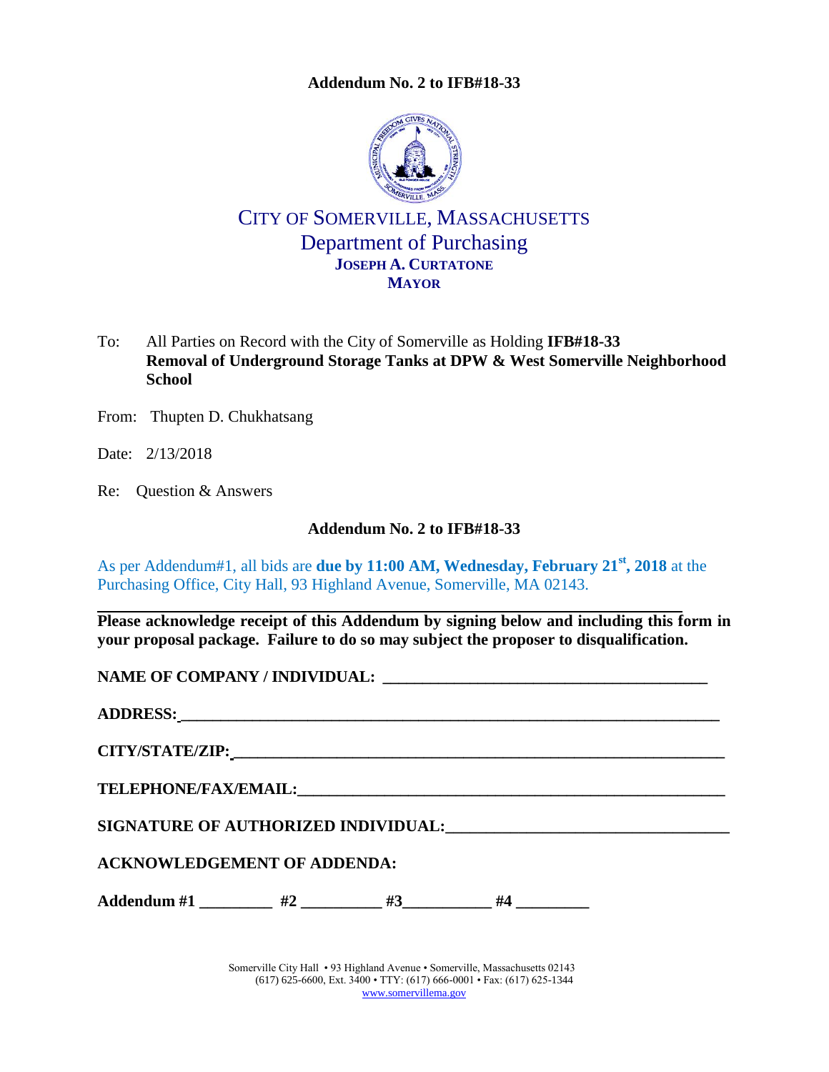**Addendum No. 2 to IFB#18-33**

# CITY OF SOMERVILLE, MASSACHUSETTS
## Department of Purchasing
**JOSEPH A. CURTATONE**
**MAYOR**

To: All Parties on Record with the City of Somerville as Holding **IFB#18-33 Removal of Underground Storage Tanks at DPW & West Somerville Neighborhood School**

From: Thupten D. Chukhatsang

Date: 2/13/2018

Re: Question & Answers

**Addendum No. 2 to IFB#18-33**

As per Addendum#1, all bids are **due by 11:00 AM, Wednesday, February 21st, 2018** at the Purchasing Office, City Hall, 93 Highland Avenue, Somerville, MA 02143.

**Please acknowledge receipt of this Addendum by signing below and including this form in your proposal package. Failure to do so may subject the proposer to disqualification.**

**NAME OF COMPANY / INDIVIDUAL:** _______________________________________

**ADDRESS:**_______________________________________________________________

**CITY/STATE/ZIP:**_________________________________________________________

**TELEPHONE/FAX/EMAIL:**___________________________________________________

**SIGNATURE OF AUTHORIZED INDIVIDUAL:**_________________________________

**ACKNOWLEDGEMENT OF ADDENDA:**

**Addendum #1** _________ **#2** __________ **#3**___________ **#4** _________

Somerville City Hall • 93 Highland Avenue • Somerville, Massachusetts 02143
(617) 625-6600, Ext. 3400 • TTY: (617) 666-0001 • Fax: (617) 625-1344
www.somervillema.gov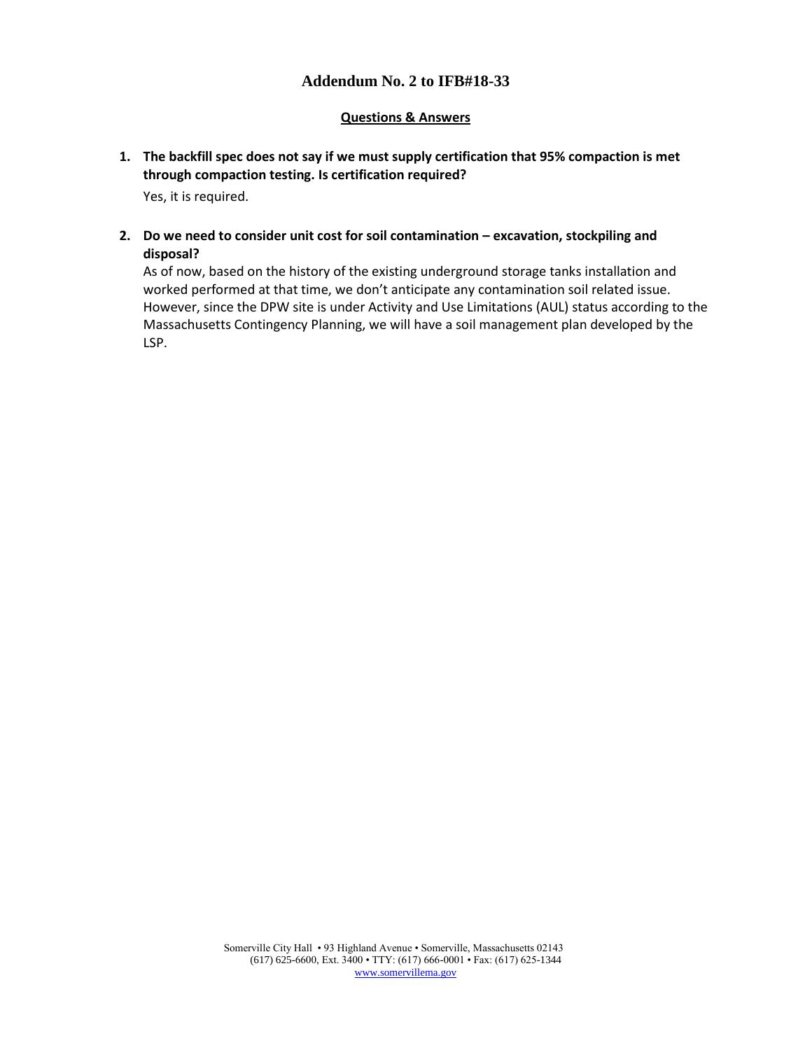# Addendum No. 2 to IFB#18-33

## Questions & Answers

1. **The backfill spec does not say if we must supply certification that 95% compaction is met through compaction testing. Is certification required?**

   Yes, it is required.

2. **Do we need to consider unit cost for soil contamination – excavation, stockpiling and disposal?**

   As of now, based on the history of the existing underground storage tanks installation and worked performed at that time, we don't anticipate any contamination soil related issue. However, since the DPW site is under Activity and Use Limitations (AUL) status according to the Massachusetts Contingency Planning, we will have a soil management plan developed by the LSP.